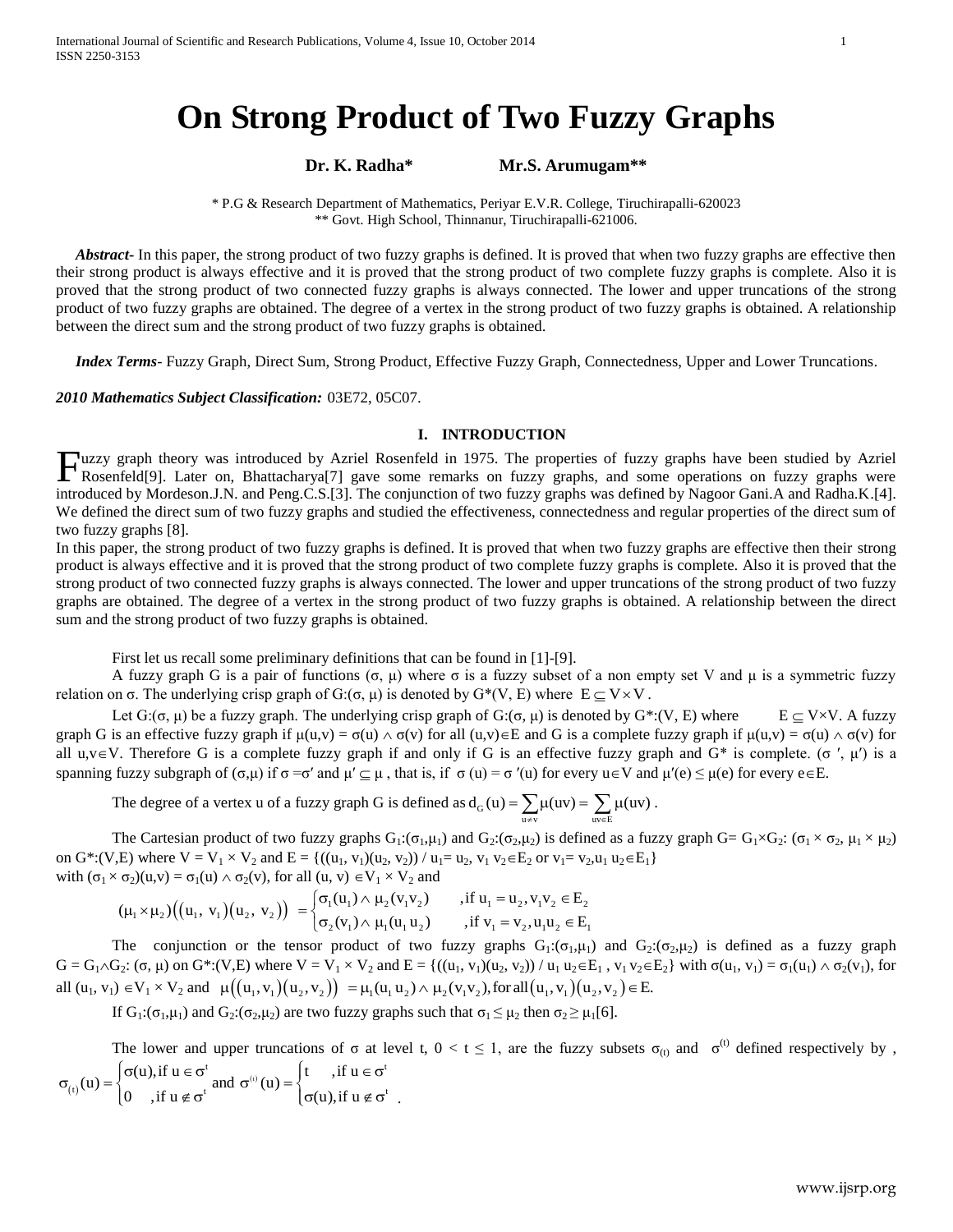# On Strong Product of Two Fuzzy Graphs

**Dr. K. Radha\*** **Mr.S. Arumugam\*\***

\* P.G & Research Department of Mathematics, Periyar E.V.R. College, Tiruchirapalli-620023
\*\* Govt. High School, Thinnanur, Tiruchirapalli-621006.

***Abstract-*** In this paper, the strong product of two fuzzy graphs is defined. It is proved that when two fuzzy graphs are effective then their strong product is always effective and it is proved that the strong product of two complete fuzzy graphs is complete. Also it is proved that the strong product of two connected fuzzy graphs is always connected. The lower and upper truncations of the strong product of two fuzzy graphs are obtained. The degree of a vertex in the strong product of two fuzzy graphs is obtained. A relationship between the direct sum and the strong product of two fuzzy graphs is obtained.

***Index Terms-*** Fuzzy Graph, Direct Sum, Strong Product, Effective Fuzzy Graph, Connectedness, Upper and Lower Truncations.

***2010 Mathematics Subject Classification:*** 03E72, 05C07.

## I. INTRODUCTION

Fuzzy graph theory was introduced by Azriel Rosenfeld in 1975. The properties of fuzzy graphs have been studied by Azriel Rosenfeld[9]. Later on, Bhattacharya[7] gave some remarks on fuzzy graphs, and some operations on fuzzy graphs were introduced by Mordeson.J.N. and Peng.C.S.[3]. The conjunction of two fuzzy graphs was defined by Nagoor Gani.A and Radha.K.[4]. We defined the direct sum of two fuzzy graphs and studied the effectiveness, connectedness and regular properties of the direct sum of two fuzzy graphs [8].

In this paper, the strong product of two fuzzy graphs is defined. It is proved that when two fuzzy graphs are effective then their strong product is always effective and it is proved that the strong product of two complete fuzzy graphs is complete. Also it is proved that the strong product of two connected fuzzy graphs is always connected. The lower and upper truncations of the strong product of two fuzzy graphs are obtained. The degree of a vertex in the strong product of two fuzzy graphs is obtained. A relationship between the direct sum and the strong product of two fuzzy graphs is obtained.

First let us recall some preliminary definitions that can be found in [1]-[9].

A fuzzy graph G is a pair of functions $(\sigma, \mu)$ where $\sigma$ is a fuzzy subset of a non empty set V and $\mu$ is a symmetric fuzzy relation on $\sigma$. The underlying crisp graph of $G:(\sigma, \mu)$ is denoted by $G^*(V, E)$ where $E \subseteq V \times V$.

Let $G:(\sigma, \mu)$ be a fuzzy graph. The underlying crisp graph of $G:(\sigma, \mu)$ is denoted by $G^*:(V, E)$ where $E \subseteq V\times V$. A fuzzy graph G is an effective fuzzy graph if $\mu(u,v) = \sigma(u) \wedge \sigma(v)$ for all $(u,v)\in E$ and G is a complete fuzzy graph if $\mu(u,v) = \sigma(u) \wedge \sigma(v)$ for all $u,v\in V$. Therefore G is a complete fuzzy graph if and only if G is an effective fuzzy graph and $G^*$ is complete. $(\sigma', \mu')$ is a spanning fuzzy subgraph of $(\sigma,\mu)$ if $\sigma = \sigma'$ and $\mu' \subseteq \mu$, that is, if $\sigma(u) = \sigma'(u)$ for every $u\in V$ and $\mu'(e) \leq \mu(e)$ for every $e\in E$.

The degree of a vertex u of a fuzzy graph G is defined as $d_G(u) = \sum_{u\neq v} \mu(uv) = \sum_{uv\in E} \mu(uv)$.

The Cartesian product of two fuzzy graphs $G_1:(\sigma_1,\mu_1)$ and $G_2:(\sigma_2,\mu_2)$ is defined as a fuzzy graph $G= G_1\times G_2: (\sigma_1 \times \sigma_2, \mu_1 \times \mu_2)$ on $G^*:(V,E)$ where $V = V_1 \times V_2$ and $E = \{((u_1, v_1)(u_2, v_2)) / u_1= u_2, v_1 v_2\in E_2 \text{ or } v_1= v_2, u_1 u_2\in E_1\}$ with $(\sigma_1 \times \sigma_2)(u,v) = \sigma_1(u) \wedge \sigma_2(v)$, for all $(u, v) \in V_1 \times V_2$ and

$$(\mu_1 \times \mu_2)\big((u_1, v_1)(u_2, v_2)\big) = \begin{cases} \sigma_1(u_1) \wedge \mu_2(v_1 v_2) & ,\text{if } u_1 = u_2, v_1 v_2 \in E_2 \\ \sigma_2(v_1) \wedge \mu_1(u_1 u_2) & ,\text{if } v_1 = v_2, u_1 u_2 \in E_1 \end{cases}$$

The conjunction or the tensor product of two fuzzy graphs $G_1:(\sigma_1,\mu_1)$ and $G_2:(\sigma_2,\mu_2)$ is defined as a fuzzy graph $G = G_1\wedge G_2: (\sigma, \mu)$ on $G^*:(V,E)$ where $V = V_1 \times V_2$ and $E = \{((u_1, v_1)(u_2, v_2)) / u_1 u_2\in E_1 , v_1 v_2\in E_2\}$ with $\sigma(u_1, v_1) = \sigma_1(u_1) \wedge \sigma_2(v_1)$, for all $(u_1, v_1) \in V_1 \times V_2$ and $\mu\big((u_1, v_1)(u_2, v_2)\big) = \mu_1(u_1 u_2) \wedge \mu_2(v_1 v_2)$, for all $(u_1, v_1)(u_2, v_2) \in E$.

If $G_1:(\sigma_1,\mu_1)$ and $G_2:(\sigma_2,\mu_2)$ are two fuzzy graphs such that $\sigma_1 \leq \mu_2$ then $\sigma_2 \geq \mu_1$[6].

The lower and upper truncations of $\sigma$ at level t, $0 < t \leq 1$, are the fuzzy subsets $\sigma_{(t)}$ and $\sigma^{(t)}$ defined respectively by ,

$$\sigma_{(t)}(u) = \begin{cases} \sigma(u), \text{if } u \in \sigma^t \\ 0 \quad ,\text{if } u \notin \sigma^t \end{cases} \text{ and } \sigma^{(t)}(u) = \begin{cases} t \quad ,\text{if } u \in \sigma^t \\ \sigma(u), \text{if } u \notin \sigma^t \end{cases}.$$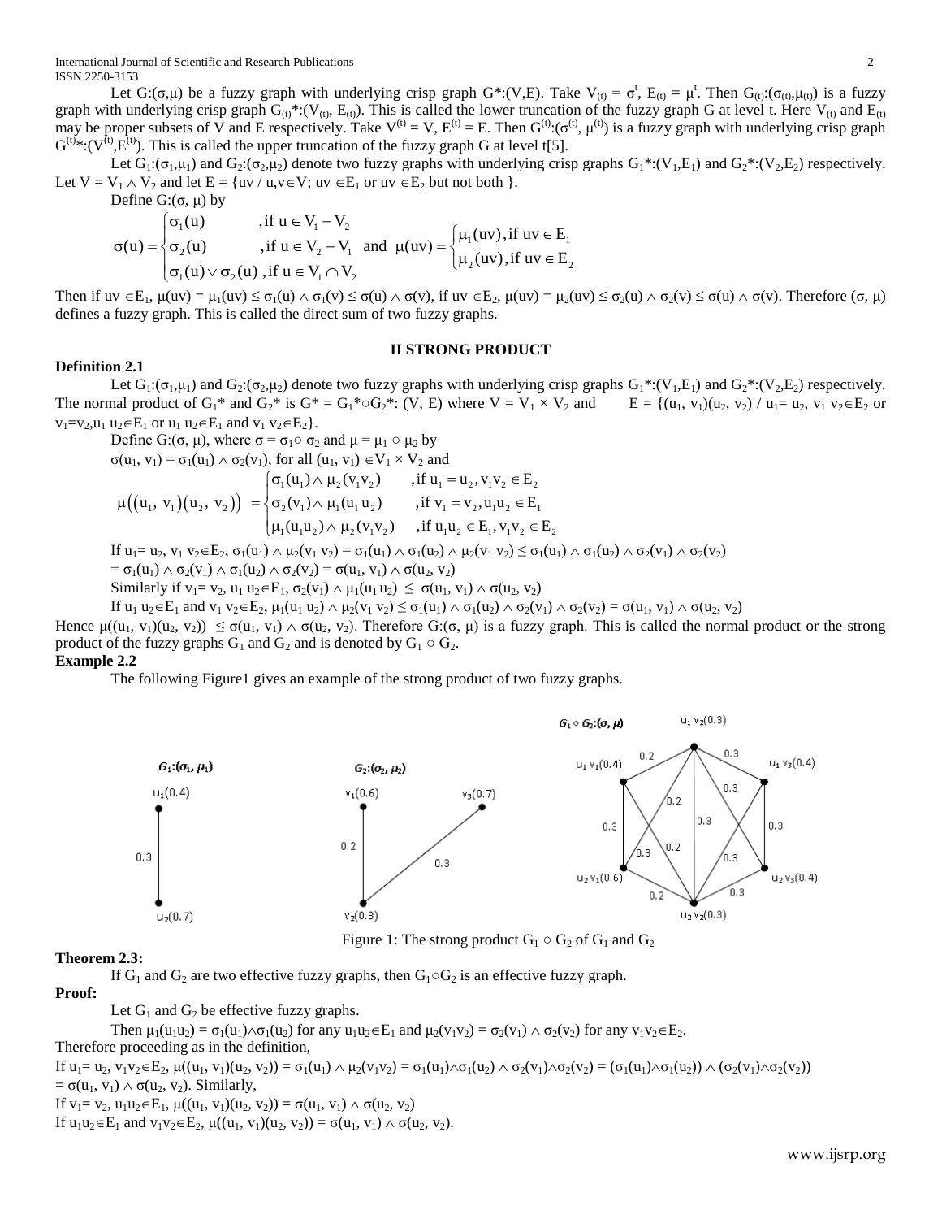Let $G:(\sigma,\mu)$ be a fuzzy graph with underlying crisp graph $G^*:(V,E)$. Take $V_{(t)} = \sigma^t$, $E_{(t)} = \mu^t$. Then $G_{(t)}:(\sigma_{(t)},\mu_{(t)})$ is a fuzzy graph with underlying crisp graph $G_{(t)}^*:(V_{(t)}, E_{(t)})$. This is called the lower truncation of the fuzzy graph G at level t. Here $V_{(t)}$ and $E_{(t)}$ may be proper subsets of V and E respectively. Take $V^{(t)} = V$, $E^{(t)} = E$. Then $G^{(t)}:(\sigma^{(t)}, \mu^{(t)})$ is a fuzzy graph with underlying crisp graph $G^{(t)}*:(V^{(t)},E^{(t)})$. This is called the upper truncation of the fuzzy graph G at level t[5].

Let $G_1:(\sigma_1,\mu_1)$ and $G_2:(\sigma_2,\mu_2)$ denote two fuzzy graphs with underlying crisp graphs $G_1^*:(V_1,E_1)$ and $G_2^*:(V_2,E_2)$ respectively. Let $V = V_1 \wedge V_2$ and let $E = \{uv \,/\, u,v\in V;\ uv \in E_1 \text{ or } uv \in E_2 \text{ but not both }\}$.

Define $G:(\sigma, \mu)$ by

$$\sigma(u) = \begin{cases} \sigma_1(u) & ,\text{if } u \in V_1 - V_2 \\ \sigma_2(u) & ,\text{if } u \in V_2 - V_1 \\ \sigma_1(u) \vee \sigma_2(u) & ,\text{if } u \in V_1 \cap V_2 \end{cases} \quad \text{and} \quad \mu(uv) = \begin{cases} \mu_1(uv), \text{if } uv \in E_1 \\ \mu_2(uv), \text{if } uv \in E_2 \end{cases}$$

Then if $uv \in E_1$, $\mu(uv) = \mu_1(uv) \le \sigma_1(u) \wedge \sigma_1(v) \le \sigma(u) \wedge \sigma(v)$, if $uv \in E_2$, $\mu(uv) = \mu_2(uv) \le \sigma_2(u) \wedge \sigma_2(v) \le \sigma(u) \wedge \sigma(v)$. Therefore $(\sigma, \mu)$ defines a fuzzy graph. This is called the direct sum of two fuzzy graphs.

## II STRONG PRODUCT

**Definition 2.1**

Let $G_1:(\sigma_1,\mu_1)$ and $G_2:(\sigma_2,\mu_2)$ denote two fuzzy graphs with underlying crisp graphs $G_1^*:(V_1,E_1)$ and $G_2^*:(V_2,E_2)$ respectively. The normal product of $G_1^*$ and $G_2^*$ is $G^* = G_1^*\circ G_2^*: (V, E)$ where $V = V_1 \times V_2$ and $E = \{(u_1, v_1)(u_2, v_2) \,/\, u_1= u_2,\ v_1 v_2\in E_2$ or $v_1=v_2, u_1 u_2\in E_1$ or $u_1 u_2\in E_1$ and $v_1 v_2\in E_2\}$.

Define $G:(\sigma, \mu)$, where $\sigma = \sigma_1\circ \sigma_2$ and $\mu = \mu_1 \circ \mu_2$ by

$\sigma(u_1, v_1) = \sigma_1(u_1) \wedge \sigma_2(v_1)$, for all $(u_1, v_1) \in V_1 \times V_2$ and

$$\mu\big((u_1, v_1)(u_2, v_2)\big) = \begin{cases} \sigma_1(u_1) \wedge \mu_2(v_1v_2) & ,\text{if } u_1 = u_2, v_1v_2 \in E_2 \\ \sigma_2(v_1) \wedge \mu_1(u_1 u_2) & ,\text{if } v_1 = v_2, u_1u_2 \in E_1 \\ \mu_1(u_1u_2) \wedge \mu_2(v_1v_2) & ,\text{if } u_1u_2 \in E_1, v_1v_2 \in E_2 \end{cases}$$

If $u_1= u_2$, $v_1 v_2\in E_2$, $\sigma_1(u_1) \wedge \mu_2(v_1 v_2) = \sigma_1(u_1) \wedge \sigma_1(u_2) \wedge \mu_2(v_1 v_2) \le \sigma_1(u_1) \wedge \sigma_1(u_2) \wedge \sigma_2(v_1) \wedge \sigma_2(v_2)$

$= \sigma_1(u_1) \wedge \sigma_2(v_1) \wedge \sigma_1(u_2) \wedge \sigma_2(v_2) = \sigma(u_1, v_1) \wedge \sigma(u_2, v_2)$

Similarly if $v_1= v_2$, $u_1 u_2\in E_1$, $\sigma_2(v_1) \wedge \mu_1(u_1 u_2) \le \sigma(u_1, v_1) \wedge \sigma(u_2, v_2)$

If $u_1 u_2\in E_1$ and $v_1 v_2\in E_2$, $\mu_1(u_1 u_2) \wedge \mu_2(v_1 v_2) \le \sigma_1(u_1) \wedge \sigma_1(u_2) \wedge \sigma_2(v_1) \wedge \sigma_2(v_2) = \sigma(u_1, v_1) \wedge \sigma(u_2, v_2)$

Hence $\mu((u_1, v_1)(u_2, v_2)) \le \sigma(u_1, v_1) \wedge \sigma(u_2, v_2)$. Therefore $G:(\sigma, \mu)$ is a fuzzy graph. This is called the normal product or the strong product of the fuzzy graphs $G_1$ and $G_2$ and is denoted by $G_1 \circ G_2$.

**Example 2.2**

The following Figure1 gives an example of the strong product of two fuzzy graphs.

Figure 1: The strong product $G_1 \circ G_2$ of $G_1$ and $G_2$

**Theorem 2.3:**

If $G_1$ and $G_2$ are two effective fuzzy graphs, then $G_1\circ G_2$ is an effective fuzzy graph.

**Proof:**

Let $G_1$ and $G_2$ be effective fuzzy graphs.

Then $\mu_1(u_1u_2) = \sigma_1(u_1)\wedge\sigma_1(u_2)$ for any $u_1u_2\in E_1$ and $\mu_2(v_1v_2) = \sigma_2(v_1) \wedge \sigma_2(v_2)$ for any $v_1v_2\in E_2$.

Therefore proceeding as in the definition,

If $u_1= u_2$, $v_1v_2\in E_2$, $\mu((u_1, v_1)(u_2, v_2)) = \sigma_1(u_1) \wedge \mu_2(v_1v_2) = \sigma_1(u_1)\wedge\sigma_1(u_2) \wedge \sigma_2(v_1)\wedge\sigma_2(v_2) = (\sigma_1(u_1)\wedge\sigma_1(u_2)) \wedge (\sigma_2(v_1)\wedge\sigma_2(v_2))$
$= \sigma(u_1, v_1) \wedge \sigma(u_2, v_2)$. Similarly,

If $v_1= v_2$, $u_1u_2\in E_1$, $\mu((u_1, v_1)(u_2, v_2)) = \sigma(u_1, v_1) \wedge \sigma(u_2, v_2)$

If $u_1u_2\in E_1$ and $v_1v_2\in E_2$, $\mu((u_1, v_1)(u_2, v_2)) = \sigma(u_1, v_1) \wedge \sigma(u_2, v_2)$.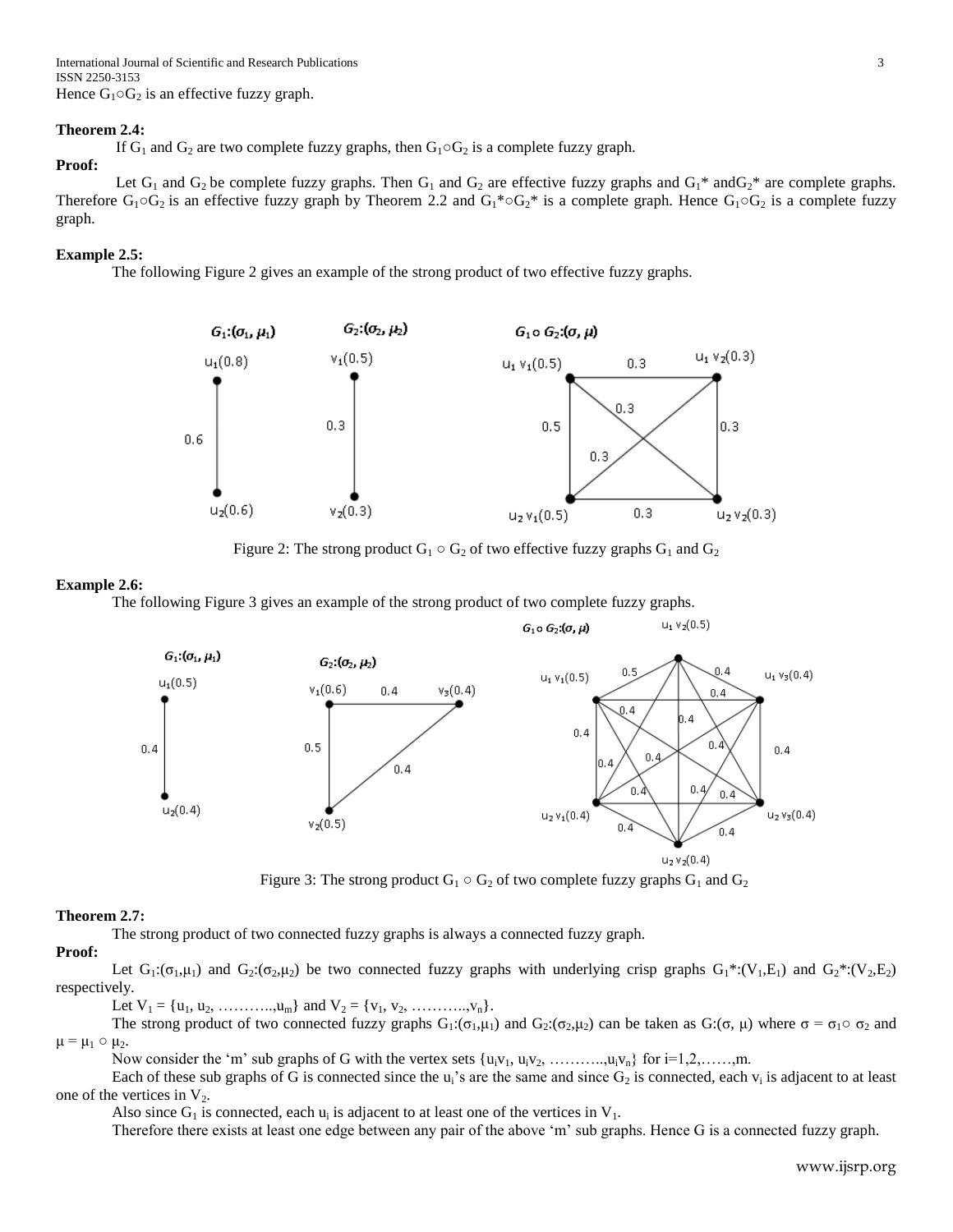Hence $G_1 \circ G_2$ is an effective fuzzy graph.

**Theorem 2.4:**

If $G_1$ and $G_2$ are two complete fuzzy graphs, then $G_1 \circ G_2$ is a complete fuzzy graph.

**Proof:**

Let $G_1$ and $G_2$ be complete fuzzy graphs. Then $G_1$ and $G_2$ are effective fuzzy graphs and $G_1^*$ and $G_2^*$ are complete graphs. Therefore $G_1 \circ G_2$ is an effective fuzzy graph by Theorem 2.2 and $G_1^* \circ G_2^*$ is a complete graph. Hence $G_1 \circ G_2$ is a complete fuzzy graph.

**Example 2.5:**

The following Figure 2 gives an example of the strong product of two effective fuzzy graphs.

Figure 2: The strong product $G_1 \circ G_2$ of two effective fuzzy graphs $G_1$ and $G_2$

**Example 2.6:**

The following Figure 3 gives an example of the strong product of two complete fuzzy graphs.

Figure 3: The strong product $G_1 \circ G_2$ of two complete fuzzy graphs $G_1$ and $G_2$

**Theorem 2.7:**

The strong product of two connected fuzzy graphs is always a connected fuzzy graph.

**Proof:**

Let $G_1:(\sigma_1,\mu_1)$ and $G_2:(\sigma_2,\mu_2)$ be two connected fuzzy graphs with underlying crisp graphs $G_1^*:(V_1,E_1)$ and $G_2^*:(V_2,E_2)$ respectively.

Let $V_1 = \{u_1, u_2, \ldots\ldots\ldots, u_m\}$ and $V_2 = \{v_1, v_2, \ldots\ldots\ldots, v_n\}$.

The strong product of two connected fuzzy graphs $G_1:(\sigma_1,\mu_1)$ and $G_2:(\sigma_2,\mu_2)$ can be taken as $G:(\sigma, \mu)$ where $\sigma = \sigma_1 \circ \sigma_2$ and $\mu = \mu_1 \circ \mu_2$.

Now consider the 'm' sub graphs of G with the vertex sets $\{u_iv_1, u_iv_2, \ldots\ldots\ldots, u_iv_n\}$ for $i=1,2,\ldots\ldots,m$.

Each of these sub graphs of G is connected since the $u_i$'s are the same and since $G_2$ is connected, each $v_i$ is adjacent to at least one of the vertices in $V_2$.

Also since $G_1$ is connected, each $u_i$ is adjacent to at least one of the vertices in $V_1$.

Therefore there exists at least one edge between any pair of the above 'm' sub graphs. Hence G is a connected fuzzy graph.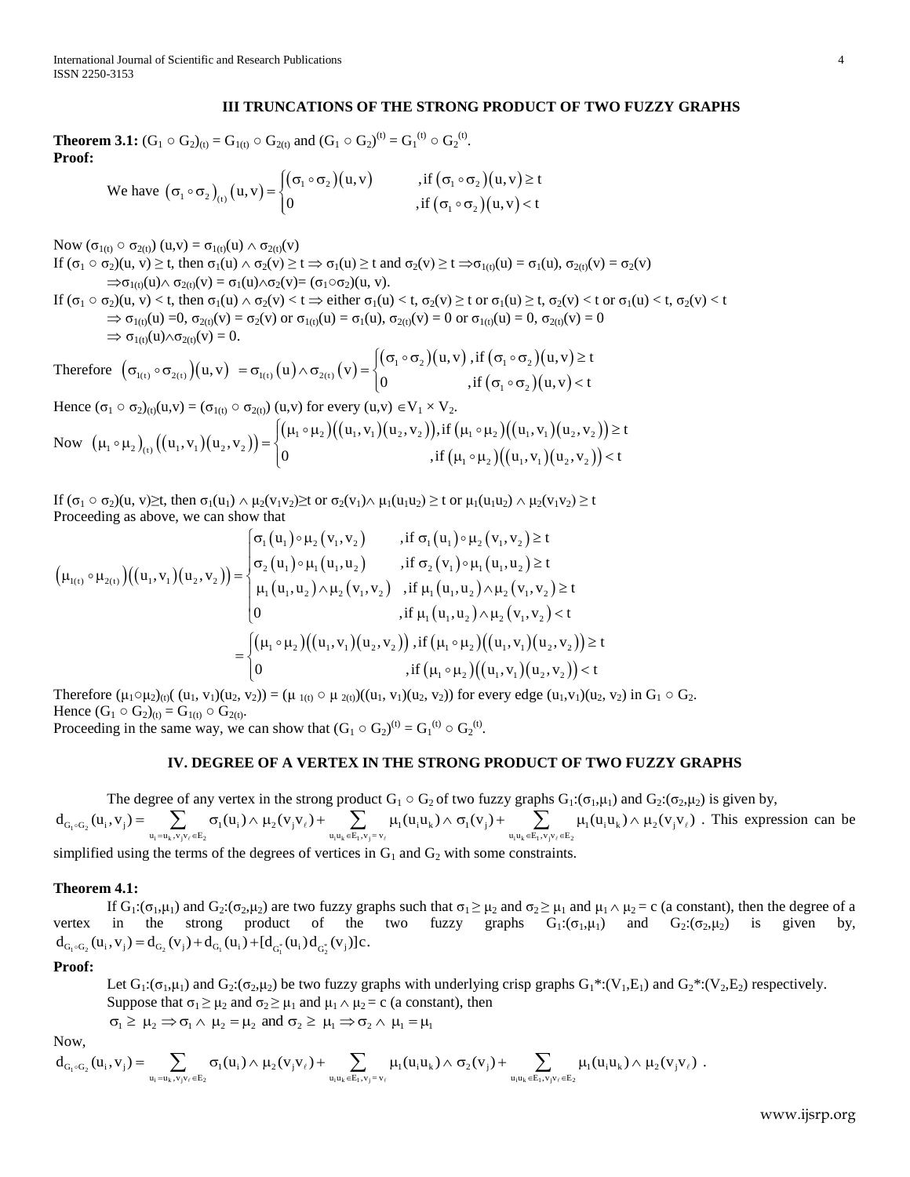## III TRUNCATIONS OF THE STRONG PRODUCT OF TWO FUZZY GRAPHS

**Theorem 3.1:** $(G_1 \circ G_2)_{(t)} = G_{1(t)} \circ G_{2(t)}$ and $(G_1 \circ G_2)^{(t)} = G_1^{(t)} \circ G_2^{(t)}$.

**Proof:**

We have $$\left(\sigma_1 \circ \sigma_2\right)_{(t)}(u,v) = \begin{cases} (\sigma_1 \circ \sigma_2)(u,v) & , \text{if } (\sigma_1 \circ \sigma_2)(u,v) \geq t \\ 0 & , \text{if } (\sigma_1 \circ \sigma_2)(u,v) < t \end{cases}$$

Now $(\sigma_{1(t)} \circ \sigma_{2(t)})(u,v) = \sigma_{1(t)}(u) \wedge \sigma_{2(t)}(v)$

If $(\sigma_1 \circ \sigma_2)(u, v) \geq t$, then $\sigma_1(u) \wedge \sigma_2(v) \geq t \Rightarrow \sigma_1(u) \geq t$ and $\sigma_2(v) \geq t \Rightarrow \sigma_{1(t)}(u) = \sigma_1(u)$, $\sigma_{2(t)}(v) = \sigma_2(v)$

$\Rightarrow \sigma_{1(t)}(u) \wedge \sigma_{2(t)}(v) = \sigma_1(u) \wedge \sigma_2(v) = (\sigma_1 \circ \sigma_2)(u, v)$.

If $(\sigma_1 \circ \sigma_2)(u, v) < t$, then $\sigma_1(u) \wedge \sigma_2(v) < t \Rightarrow$ either $\sigma_1(u) < t$, $\sigma_2(v) \geq t$ or $\sigma_1(u) \geq t$, $\sigma_2(v) < t$ or $\sigma_1(u) < t$, $\sigma_2(v) < t$

$\Rightarrow \sigma_{1(t)}(u) = 0$, $\sigma_{2(t)}(v) = \sigma_2(v)$ or $\sigma_{1(t)}(u) = \sigma_1(u)$, $\sigma_{2(t)}(v) = 0$ or $\sigma_{1(t)}(u) = 0$, $\sigma_{2(t)}(v) = 0$

$\Rightarrow \sigma_{1(t)}(u) \wedge \sigma_{2(t)}(v) = 0$.

Therefore $$\left(\sigma_{1(t)} \circ \sigma_{2(t)}\right)(u,v) = \sigma_{1(t)}(u) \wedge \sigma_{2(t)}(v) = \begin{cases} (\sigma_1 \circ \sigma_2)(u,v), & \text{if } (\sigma_1 \circ \sigma_2)(u,v) \geq t \\ 0 & , \text{if } (\sigma_1 \circ \sigma_2)(u,v) < t \end{cases}$$

Hence $(\sigma_1 \circ \sigma_2)_{(t)}(u,v) = (\sigma_{1(t)} \circ \sigma_{2(t)})(u,v)$ for every $(u,v) \in V_1 \times V_2$.

Now $$\left(\mu_1 \circ \mu_2\right)_{(t)}\left((u_1,v_1)(u_2,v_2)\right) = \begin{cases} (\mu_1 \circ \mu_2)\left((u_1,v_1)(u_2,v_2)\right), & \text{if } (\mu_1 \circ \mu_2)\left((u_1,v_1)(u_2,v_2)\right) \geq t \\ 0 & , \text{if } (\mu_1 \circ \mu_2)\left((u_1,v_1)(u_2,v_2)\right) < t \end{cases}$$

If $(\sigma_1 \circ \sigma_2)(u, v) \geq t$, then $\sigma_1(u_1) \wedge \mu_2(v_1v_2) \geq t$ or $\sigma_2(v_1) \wedge \mu_1(u_1u_2) \geq t$ or $\mu_1(u_1u_2) \wedge \mu_2(v_1v_2) \geq t$

Proceeding as above, we can show that

$$\left(\mu_{1(t)} \circ \mu_{2(t)}\right)\left((u_1,v_1)(u_2,v_2)\right) = \begin{cases} \sigma_1(u_1) \circ \mu_2(v_1,v_2) & , \text{if } \sigma_1(u_1) \circ \mu_2(v_1,v_2) \geq t \\ \sigma_2(u_1) \circ \mu_1(u_1,u_2) & , \text{if } \sigma_2(v_1) \circ \mu_1(u_1,u_2) \geq t \\ \mu_1(u_1,u_2) \wedge \mu_2(v_1,v_2) & , \text{if } \mu_1(u_1,u_2) \wedge \mu_2(v_1,v_2) \geq t \\ 0 & , \text{if } \mu_1(u_1,u_2) \wedge \mu_2(v_1,v_2) < t \end{cases}$$

$$= \begin{cases} (\mu_1 \circ \mu_2)\left((u_1,v_1)(u_2,v_2)\right), & \text{if } (\mu_1 \circ \mu_2)\left((u_1,v_1)(u_2,v_2)\right) \geq t \\ 0 & , \text{if } (\mu_1 \circ \mu_2)\left((u_1,v_1)(u_2,v_2)\right) < t \end{cases}$$

Therefore $(\mu_1 \circ \mu_2)_{(t)}((u_1, v_1)(u_2, v_2)) = (\mu_{1(t)} \circ \mu_{2(t)})((u_1, v_1)(u_2, v_2))$ for every edge $(u_1,v_1)(u_2, v_2)$ in $G_1 \circ G_2$.

Hence $(G_1 \circ G_2)_{(t)} = G_{1(t)} \circ G_{2(t)}$.

Proceeding in the same way, we can show that $(G_1 \circ G_2)^{(t)} = G_1^{(t)} \circ G_2^{(t)}$.

## IV. DEGREE OF A VERTEX IN THE STRONG PRODUCT OF TWO FUZZY GRAPHS

The degree of any vertex in the strong product $G_1 \circ G_2$ of two fuzzy graphs $G_1:(\sigma_1,\mu_1)$ and $G_2:(\sigma_2,\mu_2)$ is given by, $d_{G_1 \circ G_2}(u_i, v_j) = \sum_{u_i = u_k, v_jv_\ell \in E_2} \sigma_1(u_i) \wedge \mu_2(v_jv_\ell) + \sum_{u_iu_k \in E_1, v_j = v_\ell} \mu_1(u_iu_k) \wedge \sigma_1(v_j) + \sum_{u_iu_k \in E_1, v_jv_\ell \in E_2} \mu_1(u_iu_k) \wedge \mu_2(v_jv_\ell)$. This expression can be simplified using the terms of the degrees of vertices in $G_1$ and $G_2$ with some constraints.

**Theorem 4.1:**

If $G_1:(\sigma_1,\mu_1)$ and $G_2:(\sigma_2,\mu_2)$ are two fuzzy graphs such that $\sigma_1 \geq \mu_2$ and $\sigma_2 \geq \mu_1$ and $\mu_1 \wedge \mu_2 = c$ (a constant), then the degree of a vertex in the strong product of the two fuzzy graphs $G_1:(\sigma_1,\mu_1)$ and $G_2:(\sigma_2,\mu_2)$ is given by, $d_{G_1 \circ G_2}(u_i, v_j) = d_{G_2}(v_j) + d_{G_1}(u_i) + [d_{G_1^*}(u_i) d_{G_2^*}(v_j)]c$.

**Proof:**

Let $G_1:(\sigma_1,\mu_1)$ and $G_2:(\sigma_2,\mu_2)$ be two fuzzy graphs with underlying crisp graphs $G_1^*:(V_1,E_1)$ and $G_2^*:(V_2,E_2)$ respectively.

Suppose that $\sigma_1 \geq \mu_2$ and $\sigma_2 \geq \mu_1$ and $\mu_1 \wedge \mu_2 = c$ (a constant), then

$\sigma_1 \geq \mu_2 \Rightarrow \sigma_1 \wedge \mu_2 = \mu_2$ and $\sigma_2 \geq \mu_1 \Rightarrow \sigma_2 \wedge \mu_1 = \mu_1$

Now,

$$d_{G_1 \circ G_2}(u_i, v_j) = \sum_{u_i = u_k, v_jv_\ell \in E_2} \sigma_1(u_i) \wedge \mu_2(v_jv_\ell) + \sum_{u_iu_k \in E_1, v_j = v_\ell} \mu_1(u_iu_k) \wedge \sigma_2(v_j) + \sum_{u_iu_k \in E_1, v_jv_\ell \in E_2} \mu_1(u_iu_k) \wedge \mu_2(v_jv_\ell).$$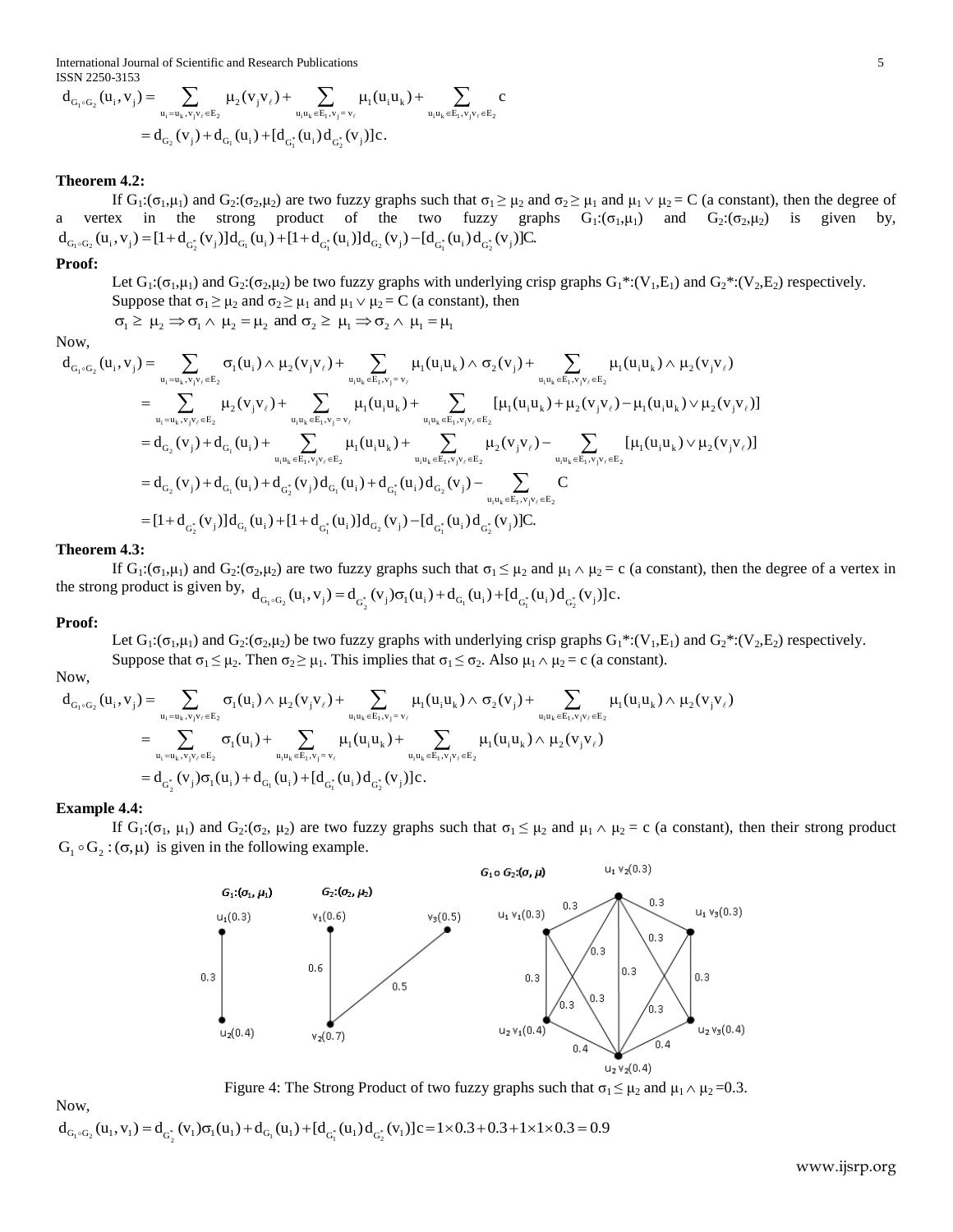$$d_{G_1 \circ G_2}(u_i, v_j) = \sum_{u_i = u_k, v_j v_\ell \in E_2} \mu_2(v_j v_\ell) + \sum_{u_i u_k \in E_1, v_j = v_\ell} \mu_1(u_i u_k) + \sum_{u_i u_k \in E_1, v_j v_\ell \in E_2} c$$

$$= d_{G_2}(v_j) + d_{G_1}(u_i) + [d_{G_1^*}(u_i) d_{G_2^*}(v_j)]c.$$

**Theorem 4.2:**

If $G_1:(\sigma_1,\mu_1)$ and $G_2:(\sigma_2,\mu_2)$ are two fuzzy graphs such that $\sigma_1 \geq \mu_2$ and $\sigma_2 \geq \mu_1$ and $\mu_1 \vee \mu_2 = C$ (a constant), then the degree of a vertex in the strong product of the two fuzzy graphs $G_1:(\sigma_1,\mu_1)$ and $G_2:(\sigma_2,\mu_2)$ is given by, $d_{G_1 \circ G_2}(u_i, v_j) = [1 + d_{G_2^*}(v_j)] d_{G_1}(u_i) + [1 + d_{G_1^*}(u_i)] d_{G_2}(v_j) - [d_{G_1^*}(u_i) d_{G_2^*}(v_j)]C.$

**Proof:**

Let $G_1:(\sigma_1,\mu_1)$ and $G_2:(\sigma_2,\mu_2)$ be two fuzzy graphs with underlying crisp graphs $G_1^*:(V_1,E_1)$ and $G_2^*:(V_2,E_2)$ respectively. Suppose that $\sigma_1 \geq \mu_2$ and $\sigma_2 \geq \mu_1$ and $\mu_1 \vee \mu_2 = C$ (a constant), then

$\sigma_1 \geq \mu_2 \Rightarrow \sigma_1 \wedge \mu_2 = \mu_2$ and $\sigma_2 \geq \mu_1 \Rightarrow \sigma_2 \wedge \mu_1 = \mu_1$

Now,

$$d_{G_1 \circ G_2}(u_i, v_j) = \sum_{u_i = u_k, v_j v_\ell \in E_2} \sigma_1(u_i) \wedge \mu_2(v_j v_\ell) + \sum_{u_i u_k \in E_1, v_j = v_\ell} \mu_1(u_i u_k) \wedge \sigma_2(v_j) + \sum_{u_i u_k \in E_1, v_j v_\ell \in E_2} \mu_1(u_i u_k) \wedge \mu_2(v_j v_\ell)$$

$$= \sum_{u_i = u_k, v_j v_\ell \in E_2} \mu_2(v_j v_\ell) + \sum_{u_i u_k \in E_1, v_j = v_\ell} \mu_1(u_i u_k) + \sum_{u_i u_k \in E_1, v_j v_\ell \in E_2} [\mu_1(u_i u_k) + \mu_2(v_j v_\ell) - \mu_1(u_i u_k) \vee \mu_2(v_j v_\ell)]$$

$$= d_{G_2}(v_j) + d_{G_1}(u_i) + \sum_{u_i u_k \in E_1, v_j v_\ell \in E_2} \mu_1(u_i u_k) + \sum_{u_i u_k \in E_1, v_j v_\ell \in E_2} \mu_2(v_j v_\ell) - \sum_{u_i u_k \in E_1, v_j v_\ell \in E_2} [\mu_1(u_i u_k) \vee \mu_2(v_j v_\ell)]$$

$$= d_{G_2}(v_j) + d_{G_1}(u_i) + d_{G_2^*}(v_j) d_{G_1}(u_i) + d_{G_1^*}(u_i) d_{G_2}(v_j) - \sum_{u_i u_k \in E_1, v_j v_\ell \in E_2} C$$

$$= [1 + d_{G_2^*}(v_j)] d_{G_1}(u_i) + [1 + d_{G_1^*}(u_i)] d_{G_2}(v_j) - [d_{G_1^*}(u_i) d_{G_2^*}(v_j)]C.$$

**Theorem 4.3:**

If $G_1:(\sigma_1,\mu_1)$ and $G_2:(\sigma_2,\mu_2)$ are two fuzzy graphs such that $\sigma_1 \leq \mu_2$ and $\mu_1 \wedge \mu_2 = c$ (a constant), then the degree of a vertex in the strong product is given by, $d_{G_1 \circ G_2}(u_i, v_j) = d_{G_2^*}(v_j)\sigma_1(u_i) + d_{G_1}(u_i) + [d_{G_1^*}(u_i) d_{G_2^*}(v_j)]c.$

**Proof:**

Let $G_1:(\sigma_1,\mu_1)$ and $G_2:(\sigma_2,\mu_2)$ be two fuzzy graphs with underlying crisp graphs $G_1^*:(V_1,E_1)$ and $G_2^*:(V_2,E_2)$ respectively. Suppose that $\sigma_1 \leq \mu_2$. Then $\sigma_2 \geq \mu_1$. This implies that $\sigma_1 \leq \sigma_2$. Also $\mu_1 \wedge \mu_2 = c$ (a constant).

Now,

$$d_{G_1 \circ G_2}(u_i, v_j) = \sum_{u_i = u_k, v_j v_\ell \in E_2} \sigma_1(u_i) \wedge \mu_2(v_j v_\ell) + \sum_{u_i u_k \in E_1, v_j = v_\ell} \mu_1(u_i u_k) \wedge \sigma_2(v_j) + \sum_{u_i u_k \in E_1, v_j v_\ell \in E_2} \mu_1(u_i u_k) \wedge \mu_2(v_j v_\ell)$$

$$= \sum_{u_i = u_k, v_j v_\ell \in E_2} \sigma_1(u_i) + \sum_{u_i u_k \in E_1, v_j = v_\ell} \mu_1(u_i u_k) + \sum_{u_i u_k \in E_1, v_j v_\ell \in E_2} \mu_1(u_i u_k) \wedge \mu_2(v_j v_\ell)$$

$$= d_{G_2^*}(v_j)\sigma_1(u_i) + d_{G_1}(u_i) + [d_{G_1^*}(u_i) d_{G_2^*}(v_j)]c.$$

**Example 4.4:**

If $G_1:(\sigma_1, \mu_1)$ and $G_2:(\sigma_2, \mu_2)$ are two fuzzy graphs such that $\sigma_1 \leq \mu_2$ and $\mu_1 \wedge \mu_2 = c$ (a constant), then their strong product $G_1 \circ G_2 : (\sigma, \mu)$ is given in the following example.

Figure 4: The Strong Product of two fuzzy graphs such that $\sigma_1 \leq \mu_2$ and $\mu_1 \wedge \mu_2 = 0.3$.

Now,

$$d_{G_1 \circ G_2}(u_1, v_1) = d_{G_2^*}(v_1)\sigma_1(u_1) + d_{G_1}(u_1) + [d_{G_1^*}(u_1) d_{G_2^*}(v_1)]c = 1 \times 0.3 + 0.3 + 1 \times 1 \times 0.3 = 0.9$$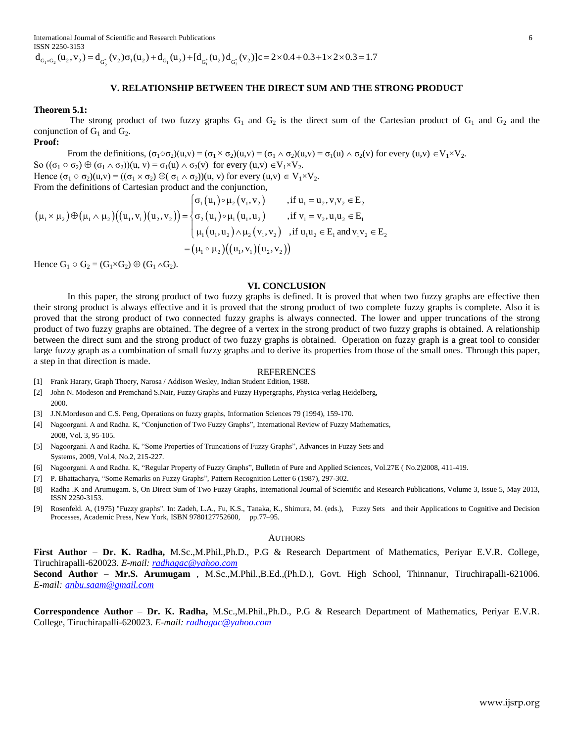$$d_{G_1 \circ G_2}(u_2, v_2) = d_{G_2^*}(v_2)\sigma_1(u_2) + d_{G_1}(u_2) + [d_{G_1^*}(u_2)\, d_{G_2^*}(v_2)]c = 2\times 0.4 + 0.3 + 1\times 2\times 0.3 = 1.7$$

## V. RELATIONSHIP BETWEEN THE DIRECT SUM AND THE STRONG PRODUCT

**Theorem 5.1:**

The strong product of two fuzzy graphs $G_1$ and $G_2$ is the direct sum of the Cartesian product of $G_1$ and $G_2$ and the conjunction of $G_1$ and $G_2$.

**Proof:**

From the definitions, $(\sigma_1 \circ \sigma_2)(u,v) = (\sigma_1 \times \sigma_2)(u,v) = (\sigma_1 \wedge \sigma_2)(u,v) = \sigma_1(u) \wedge \sigma_2(v)$ for every $(u,v) \in V_1 \times V_2$.

So $((\sigma_1 \circ \sigma_2) \oplus (\sigma_1 \wedge \sigma_2))(u, v) = \sigma_1(u) \wedge \sigma_2(v)$ for every $(u,v) \in V_1 \times V_2$.

Hence $(\sigma_1 \circ \sigma_2)(u,v) = ((\sigma_1 \times \sigma_2) \oplus (\sigma_1 \wedge \sigma_2))(u, v)$ for every $(u,v) \in V_1 \times V_2$.

From the definitions of Cartesian product and the conjunction,

$$(\mu_1 \times \mu_2) \oplus (\mu_1 \wedge \mu_2)((u_1, v_1)(u_2, v_2)) = \begin{cases} \sigma_1(u_1) \circ \mu_2(v_1, v_2) & \text{, if } u_1 = u_2, v_1v_2 \in E_2 \\ \sigma_2(u_1) \circ \mu_1(u_1, u_2) & \text{, if } v_1 = v_2, u_1u_2 \in E_1 \\ \mu_1(u_1, u_2) \wedge \mu_2(v_1, v_2) & \text{, if } u_1u_2 \in E_1 \text{ and } v_1v_2 \in E_2 \end{cases}$$

$$= (\mu_1 \circ \mu_2)((u_1, v_1)(u_2, v_2))$$

Hence $G_1 \circ G_2 = (G_1 \times G_2) \oplus (G_1 \wedge G_2)$.

## VI. CONCLUSION

In this paper, the strong product of two fuzzy graphs is defined. It is proved that when two fuzzy graphs are effective then their strong product is always effective and it is proved that the strong product of two complete fuzzy graphs is complete. Also it is proved that the strong product of two connected fuzzy graphs is always connected. The lower and upper truncations of the strong product of two fuzzy graphs are obtained. The degree of a vertex in the strong product of two fuzzy graphs is obtained. A relationship between the direct sum and the strong product of two fuzzy graphs is obtained. Operation on fuzzy graph is a great tool to consider large fuzzy graph as a combination of small fuzzy graphs and to derive its properties from those of the small ones. Through this paper, a step in that direction is made.

## REFERENCES

[1] Frank Harary, Graph Thoery, Narosa / Addison Wesley, Indian Student Edition, 1988.

[2] John N. Modeson and Premchand S.Nair, Fuzzy Graphs and Fuzzy Hypergraphs, Physica-verlag Heidelberg, 2000.

[3] J.N.Mordeson and C.S. Peng, Operations on fuzzy graphs, Information Sciences 79 (1994), 159-170.

[4] Nagoorgani. A and Radha. K, "Conjunction of Two Fuzzy Graphs", International Review of Fuzzy Mathematics, 2008, Vol. 3, 95-105.

[5] Nagoorgani. A and Radha. K, "Some Properties of Truncations of Fuzzy Graphs", Advances in Fuzzy Sets and Systems, 2009, Vol.4, No.2, 215-227.

[6] Nagoorgani. A and Radha. K, "Regular Property of Fuzzy Graphs", Bulletin of Pure and Applied Sciences, Vol.27E ( No.2)2008, 411-419.

[7] P. Bhattacharya, "Some Remarks on Fuzzy Graphs", Pattern Recognition Letter 6 (1987), 297-302.

[8] Radha .K and Arumugam. S, On Direct Sum of Two Fuzzy Graphs, International Journal of Scientific and Research Publications, Volume 3, Issue 5, May 2013, ISSN 2250-3153.

[9] Rosenfeld. A, (1975) "Fuzzy graphs". In: Zadeh, L.A., Fu, K.S., Tanaka, K., Shimura, M. (eds.), Fuzzy Sets and their Applications to Cognitive and Decision Processes, Academic Press, New York, ISBN 9780127752600, pp.77–95.

## AUTHORS

**First Author** – **Dr. K. Radha,** M.Sc.,M.Phil.,Ph.D., P.G & Research Department of Mathematics, Periyar E.V.R. College, Tiruchirapalli-620023. *E-mail: radhagac@yahoo.com*

**Second Author** – **Mr.S. Arumugam** , M.Sc.,M.Phil.,B.Ed.,(Ph.D.), Govt. High School, Thinnanur, Tiruchirapalli-621006. *E-mail: anbu.saam@gmail.com*

**Correspondence Author** – **Dr. K. Radha,** M.Sc.,M.Phil.,Ph.D., P.G & Research Department of Mathematics, Periyar E.V.R. College, Tiruchirapalli-620023. *E-mail: radhagac@yahoo.com*